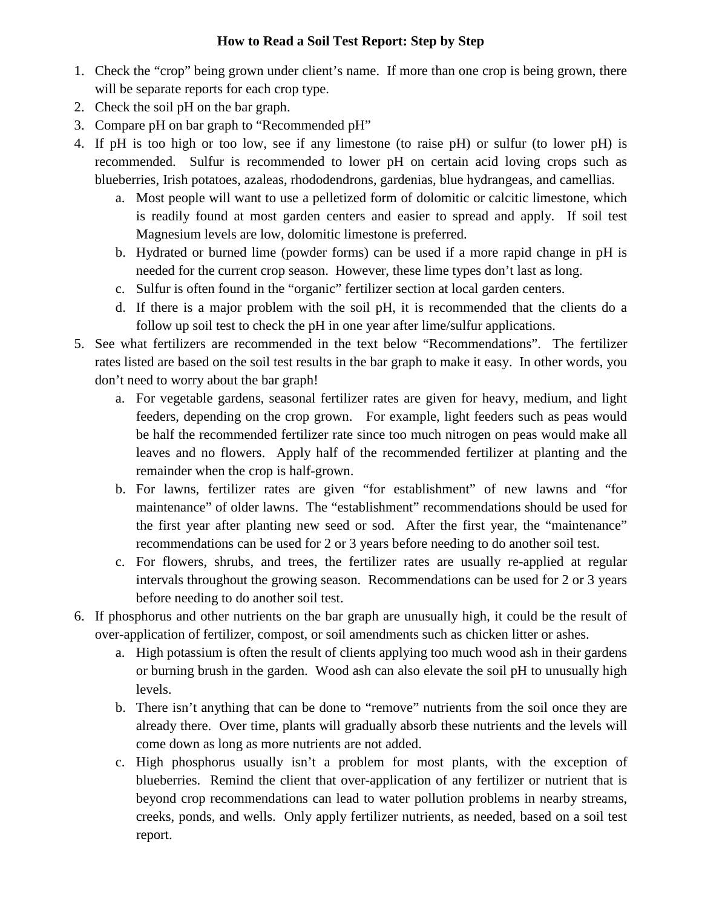# How to Read a Soil Test Report: Step by Step

1. Check the "crop" being grown under client's name. If more than one crop is being grown, there will be separate reports for each crop type.
2. Check the soil pH on the bar graph.
3. Compare pH on bar graph to "Recommended pH"
4. If pH is too high or too low, see if any limestone (to raise pH) or sulfur (to lower pH) is recommended. Sulfur is recommended to lower pH on certain acid loving crops such as blueberries, Irish potatoes, azaleas, rhododendrons, gardenias, blue hydrangeas, and camellias.
   a. Most people will want to use a pelletized form of dolomitic or calcitic limestone, which is readily found at most garden centers and easier to spread and apply. If soil test Magnesium levels are low, dolomitic limestone is preferred.
   b. Hydrated or burned lime (powder forms) can be used if a more rapid change in pH is needed for the current crop season. However, these lime types don't last as long.
   c. Sulfur is often found in the "organic" fertilizer section at local garden centers.
   d. If there is a major problem with the soil pH, it is recommended that the clients do a follow up soil test to check the pH in one year after lime/sulfur applications.
5. See what fertilizers are recommended in the text below "Recommendations". The fertilizer rates listed are based on the soil test results in the bar graph to make it easy. In other words, you don't need to worry about the bar graph!
   a. For vegetable gardens, seasonal fertilizer rates are given for heavy, medium, and light feeders, depending on the crop grown. For example, light feeders such as peas would be half the recommended fertilizer rate since too much nitrogen on peas would make all leaves and no flowers. Apply half of the recommended fertilizer at planting and the remainder when the crop is half-grown.
   b. For lawns, fertilizer rates are given "for establishment" of new lawns and "for maintenance" of older lawns. The "establishment" recommendations should be used for the first year after planting new seed or sod. After the first year, the "maintenance" recommendations can be used for 2 or 3 years before needing to do another soil test.
   c. For flowers, shrubs, and trees, the fertilizer rates are usually re-applied at regular intervals throughout the growing season. Recommendations can be used for 2 or 3 years before needing to do another soil test.
6. If phosphorus and other nutrients on the bar graph are unusually high, it could be the result of over-application of fertilizer, compost, or soil amendments such as chicken litter or ashes.
   a. High potassium is often the result of clients applying too much wood ash in their gardens or burning brush in the garden. Wood ash can also elevate the soil pH to unusually high levels.
   b. There isn't anything that can be done to "remove" nutrients from the soil once they are already there. Over time, plants will gradually absorb these nutrients and the levels will come down as long as more nutrients are not added.
   c. High phosphorus usually isn't a problem for most plants, with the exception of blueberries. Remind the client that over-application of any fertilizer or nutrient that is beyond crop recommendations can lead to water pollution problems in nearby streams, creeks, ponds, and wells. Only apply fertilizer nutrients, as needed, based on a soil test report.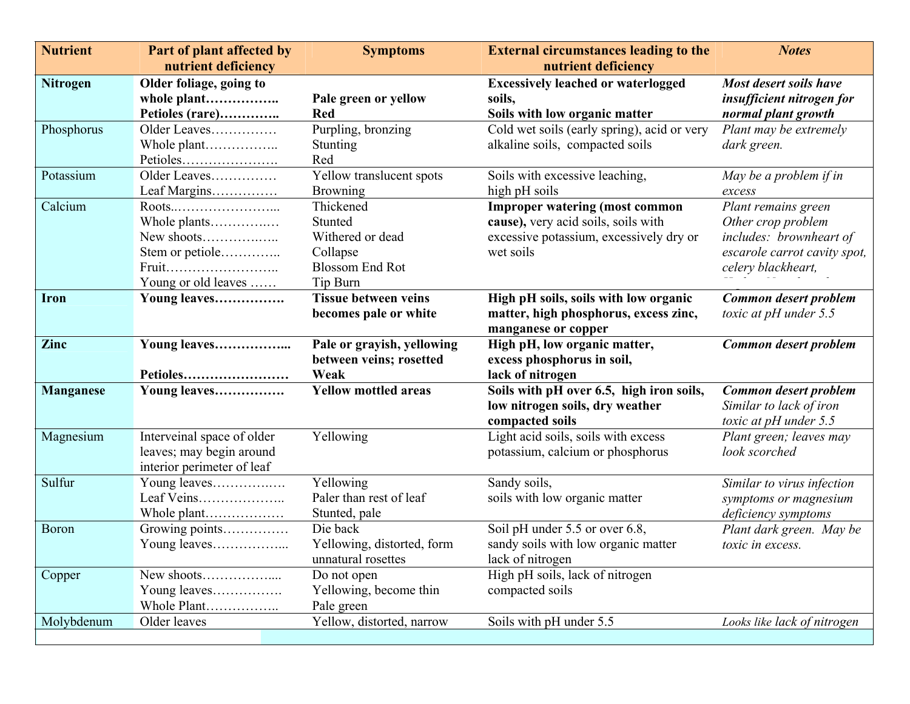| Nutrient | Part of plant affected by nutrient deficiency | Symptoms | External circumstances leading to the nutrient deficiency | *Notes* |
|---|---|---|---|---|
| **Nitrogen** | **Older foliage, going to whole plant……………..**<br>**Petioles (rare)…………..** | **Pale green or yellow**<br>**Red** | **Excessively leached or waterlogged soils,**<br>**Soils with low organic matter** | ***Most desert soils have insufficient nitrogen for normal plant growth*** |
| Phosphorus | Older Leaves……………<br>Whole plant……………..<br>Petioles…………………. | Purpling, bronzing<br>Stunting<br>Red | Cold wet soils (early spring), acid or very alkaline soils, compacted soils | *Plant may be extremely dark green.* |
| Potassium | Older Leaves……………<br>Leaf Margins…………… | Yellow translucent spots<br>Browning | Soils with excessive leaching,<br>high pH soils | *May be a problem if in excess* |
| Calcium | Roots……………………...<br>Whole plants……………<br>New shoots………………<br>Stem or petiole…………..<br>Fruit……………………..<br>Young or old leaves …… | Thickened<br>Stunted<br>Withered or dead<br>Collapse<br>Blossom End Rot<br>Tip Burn | **Improper watering (most common cause),** very acid soils, soils with excessive potassium, excessively dry or wet soils | *Plant remains green*<br>*Other crop problem includes: brownheart of escarole carrot cavity spot, celery blackheart,* |
| **Iron** | **Young leaves…………….** | **Tissue between veins becomes pale or white** | **High pH soils, soils with low organic matter, high phosphorus, excess zinc, manganese or copper** | ***Common desert problem*** *toxic at pH under 5.5* |
| **Zinc** | **Young leaves……………...**<br>**Petioles……………………** | **Pale or grayish, yellowing between veins; rosetted**<br>**Weak** | **High pH, low organic matter, excess phosphorus in soil, lack of nitrogen** | ***Common desert problem*** |
| **Manganese** | **Young leaves…………….** | **Yellow mottled areas** | **Soils with pH over 6.5, high iron soils, low nitrogen soils, dry weather compacted soils** | ***Common desert problem*** *Similar to lack of iron toxic at pH under 5.5* |
| Magnesium | Interveinal space of older leaves; may begin around interior perimeter of leaf | Yellowing | Light acid soils, soils with excess potassium, calcium or phosphorus | *Plant green; leaves may look scorched* |
| Sulfur | Young leaves……………<br>Leaf Veins………………..<br>Whole plant……………… | Yellowing<br>Paler than rest of leaf<br>Stunted, pale | Sandy soils,<br>soils with low organic matter | *Similar to virus infection symptoms or magnesium deficiency symptoms* |
| Boron | Growing points……………<br>Young leaves……………... | Die back<br>Yellowing, distorted, form unnatural rosettes | Soil pH under 5.5 or over 6.8, sandy soils with low organic matter lack of nitrogen | *Plant dark green. May be toxic in excess.* |
| Copper | New shoots……………....<br>Young leaves…………….<br>Whole Plant…………….. | Do not open<br>Yellowing, become thin<br>Pale green | High pH soils, lack of nitrogen compacted soils | |
| Molybdenum | Older leaves | Yellow, distorted, narrow | Soils with pH under 5.5 | *Looks like lack of nitrogen* |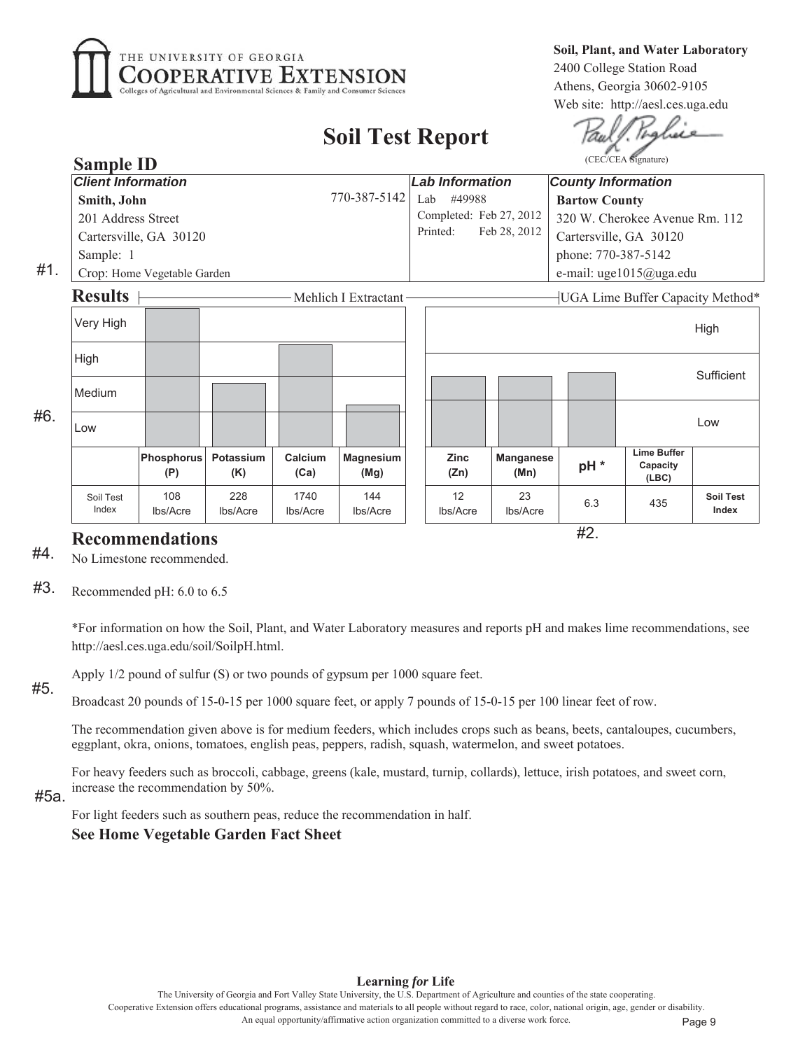**Soil, Plant, and Water Laboratory**
2400 College Station Road
Athens, Georgia 30602-9105
Web site: http://aesl.ces.uga.edu

(CEC/CEA Signature)

# Soil Test Report

## Sample ID

| *Client Information* | | *Lab Information* | *County Information* |
|---|---|---|---|
| **Smith, John** | 770-387-5142 | Lab #49988 | **Bartow County** |
| 201 Address Street | | Completed: Feb 27, 2012 | 320 W. Cherokee Avenue Rm. 112 |
| Cartersville, GA 30120 | | Printed: Feb 28, 2012 | Cartersville, GA 30120 |
| Sample: 1 | | | phone: 770-387-5142 |
| Crop: Home Vegetable Garden | | | e-mail: uge1015@uga.edu |

#1.

## Results

Mehlich I Extractant — UGA Lime Buffer Capacity Method*

#6.

| | Phosphorus (P) | Potassium (K) | Calcium (Ca) | Magnesium (Mg) | Zinc (Zn) | Manganese (Mn) | pH * | Lime Buffer Capacity (LBC) | |
|---|---|---|---|---|---|---|---|---|---|
| Soil Test Index | 108 lbs/Acre | 228 lbs/Acre | 1740 lbs/Acre | 144 lbs/Acre | 12 lbs/Acre | 23 lbs/Acre | 6.3 | 435 | Soil Test Index |

Rating scale (Mehlich I): Very High, High, Medium, Low. Rating scale (Zn, Mn, pH): High, Sufficient, Low.

#2.

## Recommendations

#4. No Limestone recommended.

#3. Recommended pH: 6.0 to 6.5

*For information on how the Soil, Plant, and Water Laboratory measures and reports pH and makes lime recommendations, see http://aesl.ces.uga.edu/soil/SoilpH.html.

#5.

Apply 1/2 pound of sulfur (S) or two pounds of gypsum per 1000 square feet.

Broadcast 20 pounds of 15-0-15 per 1000 square feet, or apply 7 pounds of 15-0-15 per 100 linear feet of row.

The recommendation given above is for medium feeders, which includes crops such as beans, beets, cantaloupes, cucumbers, eggplant, okra, onions, tomatoes, english peas, peppers, radish, squash, watermelon, and sweet potatoes.

#5a.

For heavy feeders such as broccoli, cabbage, greens (kale, mustard, turnip, collards), lettuce, irish potatoes, and sweet corn, increase the recommendation by 50%.

For light feeders such as southern peas, reduce the recommendation in half.

**See Home Vegetable Garden Fact Sheet**

**Learning *for* Life**

The University of Georgia and Fort Valley State University, the U.S. Department of Agriculture and counties of the state cooperating.
Cooperative Extension offers educational programs, assistance and materials to all people without regard to race, color, national origin, age, gender or disability.
An equal opportunity/affirmative action organization committed to a diverse work force.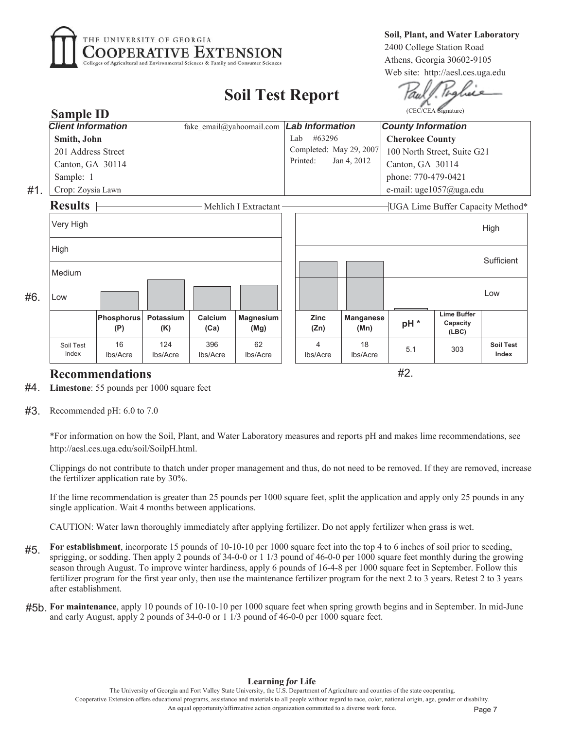**Soil, Plant, and Water Laboratory**
2400 College Station Road
Athens, Georgia 30602-9105
Web site: http://aesl.ces.uga.edu

(CEC/CEA Signature)

# Soil Test Report

## Sample ID

| *Client Information* | fake_email@yahoomail.com | *Lab Information* | *County Information* |
|---|---|---|---|
| **Smith, John** | | Lab #63296 | **Cherokee County** |
| 201 Address Street | | Completed: May 29, 2007 | 100 North Street, Suite G21 |
| Canton, GA 30114 | | Printed: Jan 4, 2012 | Canton, GA 30114 |
| Sample: 1 | | | phone: 770-479-0421 |
| #1. Crop: Zoysia Lawn | | | e-mail: uge1057@uga.edu |

## Results

Mehlich I Extractant — UGA Lime Buffer Capacity Method*

| | Phosphorus (P) | Potassium (K) | Calcium (Ca) | Magnesium (Mg) | Zinc (Zn) | Manganese (Mn) | pH * | Lime Buffer Capacity (LBC) | |
|---|---|---|---|---|---|---|---|---|---|
| #6. Soil Test Index | 16 lbs/Acre | 124 lbs/Acre | 396 lbs/Acre | 62 lbs/Acre | 4 lbs/Acre | 18 lbs/Acre | 5.1 | 303 | Soil Test Index |

#2.

## Recommendations

#4. **Limestone**: 55 pounds per 1000 square feet

#3. Recommended pH: 6.0 to 7.0

*For information on how the Soil, Plant, and Water Laboratory measures and reports pH and makes lime recommendations, see http://aesl.ces.uga.edu/soil/SoilpH.html.

Clippings do not contribute to thatch under proper management and thus, do not need to be removed. If they are removed, increase the fertilizer application rate by 30%.

If the lime recommendation is greater than 25 pounds per 1000 square feet, split the application and apply only 25 pounds in any single application. Wait 4 months between applications.

CAUTION: Water lawn thoroughly immediately after applying fertilizer. Do not apply fertilizer when grass is wet.

#5. **For establishment**, incorporate 15 pounds of 10-10-10 per 1000 square feet into the top 4 to 6 inches of soil prior to seeding, sprigging, or sodding. Then apply 2 pounds of 34-0-0 or 1 1/3 pound of 46-0-0 per 1000 square feet monthly during the growing season through August. To improve winter hardiness, apply 6 pounds of 16-4-8 per 1000 square feet in September. Follow this fertilizer program for the first year only, then use the maintenance fertilizer program for the next 2 to 3 years. Retest 2 to 3 years after establishment.

#5b. **For maintenance**, apply 10 pounds of 10-10-10 per 1000 square feet when spring growth begins and in September. In mid-June and early August, apply 2 pounds of 34-0-0 or 1 1/3 pound of 46-0-0 per 1000 square feet.

**Learning *for* Life**

The University of Georgia and Fort Valley State University, the U.S. Department of Agriculture and counties of the state cooperating.
Cooperative Extension offers educational programs, assistance and materials to all people without regard to race, color, national origin, age, gender or disability.
An equal opportunity/affirmative action organization committed to a diverse work force.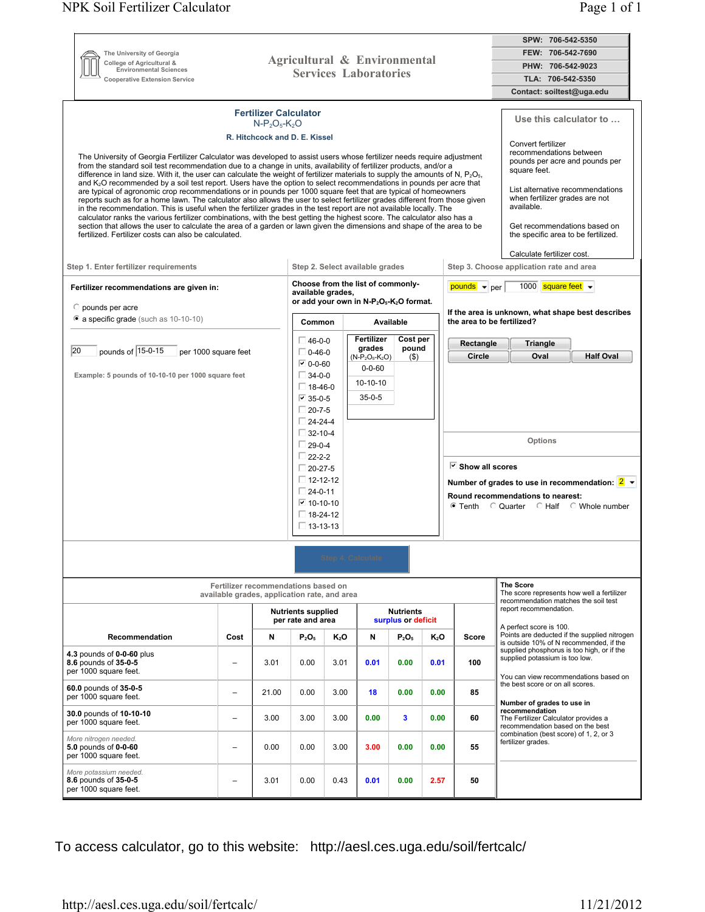The University of Georgia
College of Agricultural & Environmental Sciences
Cooperative Extension Service

# Agricultural & Environmental Services Laboratories

| | |
|---|---|
| SPW: | 706-542-5350 |
| FEW: | 706-542-7690 |
| PHW: | 706-542-9023 |
| TLA: | 706-542-5350 |
| Contact: | soiltest@uga.edu |

## Fertilizer Calculator

$N\text{-}P_2O_5\text{-}K_2O$

**R. Hitchcock and D. E. Kissel**

The University of Georgia Fertilizer Calculator was developed to assist users whose fertilizer needs require adjustment from the standard soil test recommendation due to a change in units, availability of fertilizer products, and/or a difference in land size. With it, the user can calculate the weight of fertilizer materials to supply the amounts of N, $P_2O_5$, and $K_2O$ recommended by a soil test report. Users have the option to select recommendations in pounds per acre that are typical of agronomic crop recommendations or in pounds per 1000 square feet that are typical of homeowners reports such as for a home lawn. The calculator also allows the user to select fertilizer grades different from those given in the recommendation. This is useful when the fertilizer grades in the test report are not available locally. The calculator ranks the various fertilizer combinations, with the best getting the highest score. The calculator also has a section that allows the user to calculate the area of a garden or lawn given the dimensions and shape of the area to be fertilized. Fertilizer costs can also be calculated.

**Use this calculator to ...**

- Convert fertilizer recommendations between pounds per acre and pounds per square feet.
- List alternative recommendations when fertilizer grades are not available.
- Get recommendations based on the specific area to be fertilized.
- Calculate fertilizer cost.

### Step 1. Enter fertilizer requirements

**Fertilizer recommendations are given in:**

- ○ pounds per acre
- ● a specific grade (such as 10-10-10)

20 pounds of 15-0-15 per 1000 square feet

Example: 5 pounds of 10-10-10 per 1000 square feet

### Step 2. Select available grades

**Choose from the list of commonly-available grades, or add your own in $N\text{-}P_2O_5\text{-}K_2O$ format.**

**Common:**

- ☐ 46-0-0
- ☐ 0-46-0
- ☑ 0-0-60
- ☐ 34-0-0
- ☐ 18-46-0
- ☑ 35-0-5
- ☐ 20-7-5
- ☐ 24-24-4
- ☐ 32-10-4
- ☐ 29-0-4
- ☐ 22-2-2
- ☐ 20-27-5
- ☐ 12-12-12
- ☐ 24-0-11
- ☑ 10-10-10
- ☐ 18-24-12
- ☐ 13-13-13

**Available:**

| Fertilizer grades ($N\text{-}P_2O_5\text{-}K_2O$) | Cost per pound ($) |
|---|---|
| 0-0-60 | |
| 10-10-10 | |
| 35-0-5 | |

### Step 3. Choose application rate and area

pounds per 1000 square feet

**If the area is unknown, what shape best describes the area to be fertilized?**

Rectangle | Triangle | Circle | Oval | Half Oval

**Options**

- ☑ **Show all scores**
- **Number of grades to use in recommendation:** 2
- **Round recommendations to nearest:** ● Tenth ○ Quarter ○ Half ○ Whole number

**Step 4. Calculate**

### Fertilizer recommendations based on available grades, application rate, and area

| Recommendation | Cost | Nutrients supplied per rate and area | | | Nutrients surplus or deficit | | | Score |
|---|---|---|---|---|---|---|---|---|
| | | N | $P_2O_5$ | $K_2O$ | N | $P_2O_5$ | $K_2O$ | |
| **4.3** pounds of **0-0-60** plus **8.6** pounds of **35-0-5** per 1000 square feet. | – | 3.01 | 0.00 | 3.01 | 0.01 | 0.00 | 0.01 | 100 |
| **60.0** pounds of **35-0-5** per 1000 square feet. | – | 21.00 | 0.00 | 3.00 | 18 | 0.00 | 0.00 | 85 |
| **30.0** pounds of **10-10-10** per 1000 square feet. | – | 3.00 | 3.00 | 3.00 | 0.00 | 3 | 0.00 | 60 |
| *More nitrogen needed.* **5.0** pounds of **0-0-60** per 1000 square feet. | – | 0.00 | 0.00 | 3.00 | 3.00 | 0.00 | 0.00 | 55 |
| *More potassium needed.* **8.6** pounds of **35-0-5** per 1000 square feet. | – | 3.01 | 0.00 | 0.43 | 0.01 | 0.00 | 2.57 | 50 |

**The Score**
The score represents how well a fertilizer recommendation matches the soil test report recommendation.

A perfect score is 100.
Points are deducted if the supplied nitrogen is outside 10% of N recommended, if the supplied phosphorus is too high, or if the supplied potassium is too low.

You can view recommendations based on the best score or on all scores.

**Number of grades to use in recommendation**
The Fertilizer Calculator provides a recommendation based on the best combination (best score) of 1, 2, or 3 fertilizer grades.

To access calculator, go to this website: http://aesl.ces.uga.edu/soil/fertcalc/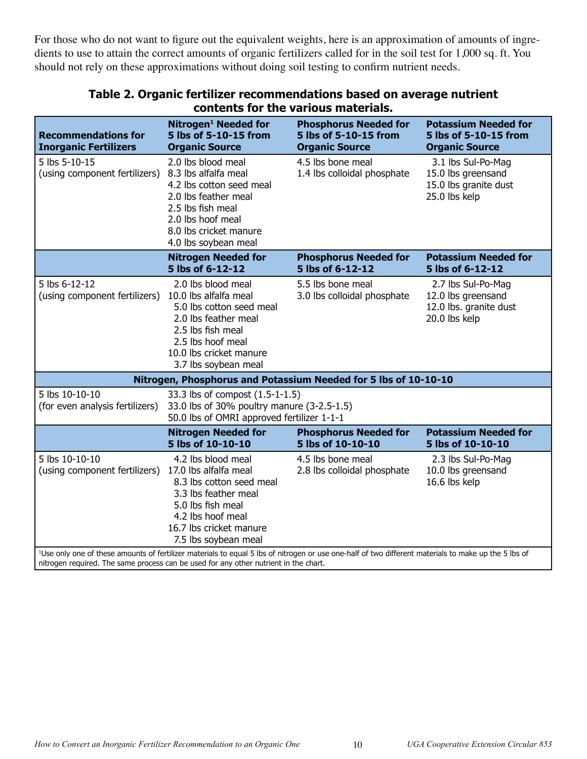For those who do not want to figure out the equivalent weights, here is an approximation of amounts of ingredients to use to attain the correct amounts of organic fertilizers called for in the soil test for 1,000 sq. ft. You should not rely on these approximations without doing soil testing to confirm nutrient needs.

**Table 2. Organic fertilizer recommendations based on average nutrient contents for the various materials.**

| Recommendations for Inorganic Fertilizers | Nitrogen[1] Needed for 5 lbs of 5-10-15 from Organic Source | Phosphorus Needed for 5 lbs of 5-10-15 from Organic Source | Potassium Needed for 5 lbs of 5-10-15 from Organic Source |
|---|---|---|---|
| 5 lbs 5-10-15 (using component fertilizers) | 2.0 lbs blood meal<br>8.3 lbs alfalfa meal<br>4.2 lbs cotton seed meal<br>2.0 lbs feather meal<br>2.5 lbs fish meal<br>2.0 lbs hoof meal<br>8.0 lbs cricket manure<br>4.0 lbs soybean meal | 4.5 lbs bone meal<br>1.4 lbs colloidal phosphate | 3.1 lbs Sul-Po-Mag<br>15.0 lbs greensand<br>15.0 lbs granite dust<br>25.0 lbs kelp |
| | **Nitrogen Needed for 5 lbs of 6-12-12** | **Phosphorus Needed for 5 lbs of 6-12-12** | **Potassium Needed for 5 lbs of 6-12-12** |
| 5 lbs 6-12-12 (using component fertilizers) | 2.0 lbs blood meal<br>10.0 lbs alfalfa meal<br>5.0 lbs cotton seed meal<br>2.0 lbs feather meal<br>2.5 lbs fish meal<br>2.5 lbs hoof meal<br>10.0 lbs cricket manure<br>3.7 lbs soybean meal | 5.5 lbs bone meal<br>3.0 lbs colloidal phosphate | 2.7 lbs Sul-Po-Mag<br>12.0 lbs greensand<br>12.0 lbs. granite dust<br>20.0 lbs kelp |
| | **Nitrogen, Phosphorus and Potassium Needed for 5 lbs of 10-10-10** | | |
| 5 lbs 10-10-10 (for even analysis fertilizers) | 33.3 lbs of compost (1.5-1-1.5)<br>33.0 lbs of 30% poultry manure (3-2.5-1.5)<br>50.0 lbs of OMRI approved fertilizer 1-1-1 | | |
| | **Nitrogen Needed for 5 lbs of 10-10-10** | **Phosphorus Needed for 5 lbs of 10-10-10** | **Potassium Needed for 5 lbs of 10-10-10** |
| 5 lbs 10-10-10 (using component fertilizers) | 4.2 lbs blood meal<br>17.0 lbs alfalfa meal<br>8.3 lbs cotton seed meal<br>3.3 lbs feather meal<br>5.0 lbs fish meal<br>4.2 lbs hoof meal<br>16.7 lbs cricket manure<br>7.5 lbs soybean meal | 4.5 lbs bone meal<br>2.8 lbs colloidal phosphate | 2.3 lbs Sul-Po-Mag<br>10.0 lbs greensand<br>16.6 lbs kelp |

[1]Use only one of these amounts of fertilizer materials to equal 5 lbs of nitrogen or use one-half of two different materials to make up the 5 lbs of nitrogen required. The same process can be used for any other nutrient in the chart.